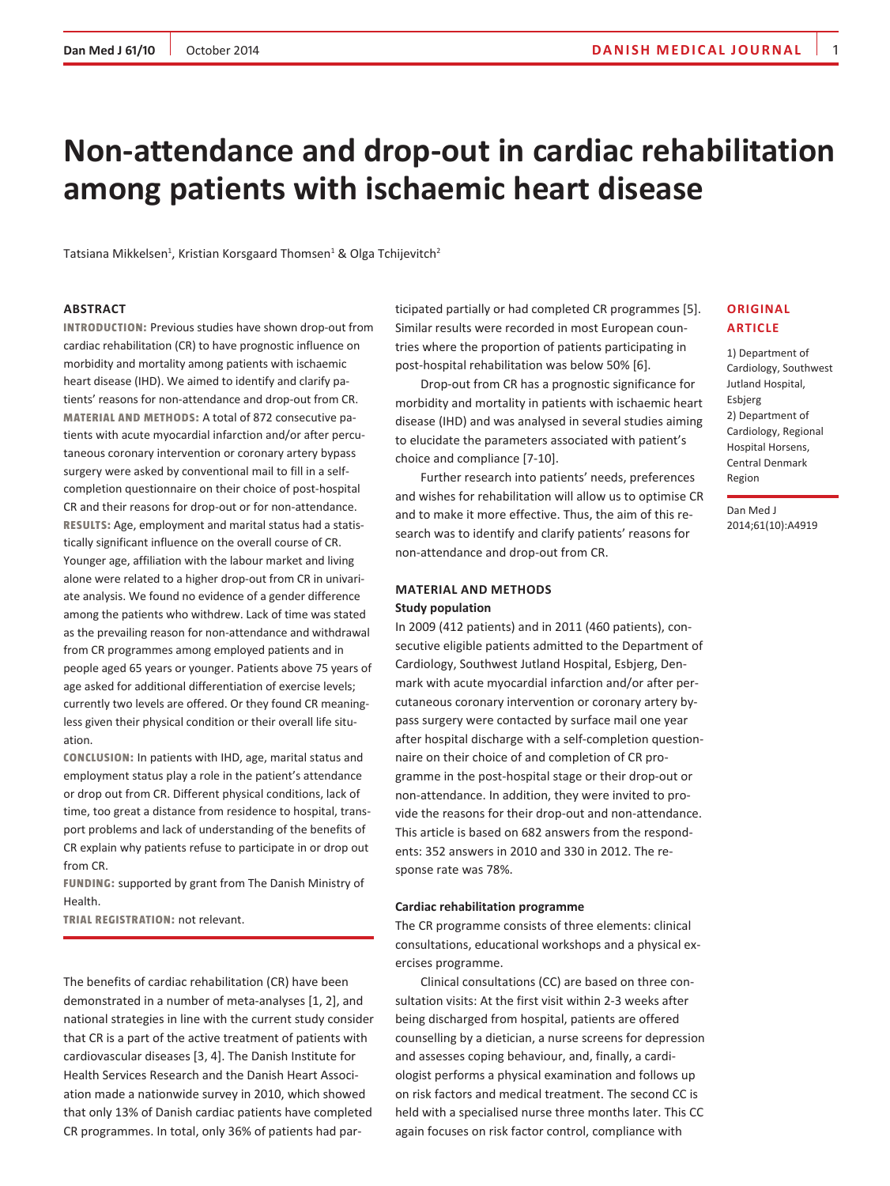# Non-attendance and drop-out in cardiac rehabilitation among patients with ischaemic heart disease

Tatsiana Mikkelsen[1], Kristian Korsgaard Thomsen[1] & Olga Tchijevitch[2]

**ORIGINAL ARTICLE**

1) Department of Cardiology, Southwest Jutland Hospital, Esbjerg

2) Department of Cardiology, Regional Hospital Horsens, Central Denmark Region

Dan Med J 2014;61(10):A4919

## ABSTRACT

**INTRODUCTION:** Previous studies have shown drop-out from cardiac rehabilitation (CR) to have prognostic influence on morbidity and mortality among patients with ischaemic heart disease (IHD). We aimed to identify and clarify patients' reasons for non-attendance and drop-out from CR.

**MATERIAL AND METHODS:** A total of 872 consecutive patients with acute myocardial infarction and/or after percutaneous coronary intervention or coronary artery bypass surgery were asked by conventional mail to fill in a self-completion questionnaire on their choice of post-hospital CR and their reasons for drop-out or for non-attendance.

**RESULTS:** Age, employment and marital status had a statistically significant influence on the overall course of CR. Younger age, affiliation with the labour market and living alone were related to a higher drop-out from CR in univariate analysis. We found no evidence of a gender difference among the patients who withdrew. Lack of time was stated as the prevailing reason for non-attendance and withdrawal from CR programmes among employed patients and in people aged 65 years or younger. Patients above 75 years of age asked for additional differentiation of exercise levels; currently two levels are offered. Or they found CR meaningless given their physical condition or their overall life situation.

**CONCLUSION:** In patients with IHD, age, marital status and employment status play a role in the patient's attendance or drop out from CR. Different physical conditions, lack of time, too great a distance from residence to hospital, transport problems and lack of understanding of the benefits of CR explain why patients refuse to participate in or drop out from CR.

**FUNDING:** supported by grant from The Danish Ministry of Health.

**TRIAL REGISTRATION:** not relevant.

The benefits of cardiac rehabilitation (CR) have been demonstrated in a number of meta-analyses [1, 2], and national strategies in line with the current study consider that CR is a part of the active treatment of patients with cardiovascular diseases [3, 4]. The Danish Institute for Health Services Research and the Danish Heart Association made a nationwide survey in 2010, which showed that only 13% of Danish cardiac patients have completed CR programmes. In total, only 36% of patients had participated partially or had completed CR programmes [5]. Similar results were recorded in most European countries where the proportion of patients participating in post-hospital rehabilitation was below 50% [6].

Drop-out from CR has a prognostic significance for morbidity and mortality in patients with ischaemic heart disease (IHD) and was analysed in several studies aiming to elucidate the parameters associated with patient's choice and compliance [7-10].

Further research into patients' needs, preferences and wishes for rehabilitation will allow us to optimise CR and to make it more effective. Thus, the aim of this research was to identify and clarify patients' reasons for non-attendance and drop-out from CR.

## MATERIAL AND METHODS

### Study population

In 2009 (412 patients) and in 2011 (460 patients), consecutive eligible patients admitted to the Department of Cardiology, Southwest Jutland Hospital, Esbjerg, Denmark with acute myocardial infarction and/or after percutaneous coronary intervention or coronary artery bypass surgery were contacted by surface mail one year after hospital discharge with a self-completion questionnaire on their choice of and completion of CR programme in the post-hospital stage or their drop-out or non-attendance. In addition, they were invited to provide the reasons for their drop-out and non-attendance. This article is based on 682 answers from the respondents: 352 answers in 2010 and 330 in 2012. The response rate was 78%.

### Cardiac rehabilitation programme

The CR programme consists of three elements: clinical consultations, educational workshops and a physical exercises programme.

Clinical consultations (CC) are based on three consultation visits: At the first visit within 2-3 weeks after being discharged from hospital, patients are offered counselling by a dietician, a nurse screens for depression and assesses coping behaviour, and, finally, a cardiologist performs a physical examination and follows up on risk factors and medical treatment. The second CC is held with a specialised nurse three months later. This CC again focuses on risk factor control, compliance with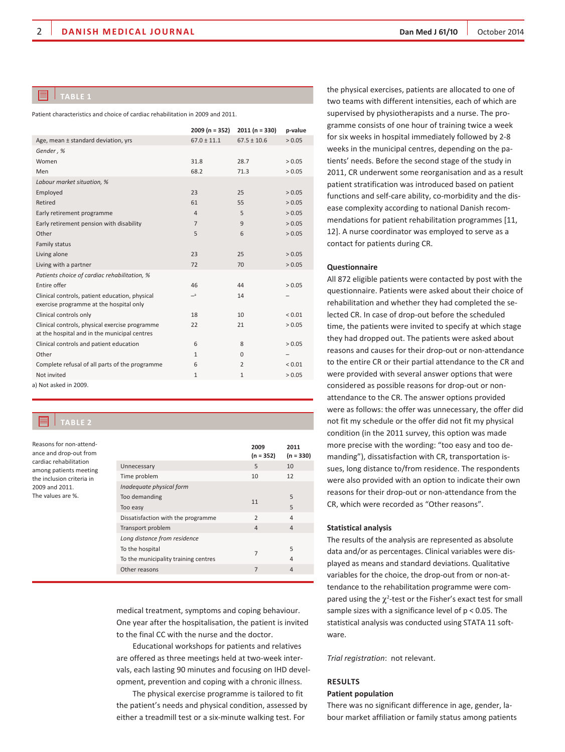**TABLE 1**

Patient characteristics and choice of cardiac rehabilitation in 2009 and 2011.

| | 2009 (n = 352) | 2011 (n = 330) | p-value |
|---|---|---|---|
| Age, mean ± standard deviation, yrs | 67.0 ± 11.1 | 67.5 ± 10.6 | > 0.05 |
| *Gender , %* | | | |
| Women | 31.8 | 28.7 | > 0.05 |
| Men | 68.2 | 71.3 | > 0.05 |
| *Labour market situation, %* | | | |
| Employed | 23 | 25 | > 0.05 |
| Retired | 61 | 55 | > 0.05 |
| Early retirement programme | 4 | 5 | > 0.05 |
| Early retirement pension with disability | 7 | 9 | > 0.05 |
| Other | 5 | 6 | > 0.05 |
| Family status | | | |
| Living alone | 23 | 25 | > 0.05 |
| Living with a partner | 72 | 70 | > 0.05 |
| *Patients choice of cardiac rehabilitation, %* | | | |
| Entire offer | 46 | 44 | > 0.05 |
| Clinical controls, patient education, physical exercise programme at the hospital only | –[a] | 14 | – |
| Clinical controls only | 18 | 10 | < 0.01 |
| Clinical controls, physical exercise programme at the hospital and in the municipal centres | 22 | 21 | > 0.05 |
| Clinical controls and patient education | 6 | 8 | > 0.05 |
| Other | 1 | 0 | – |
| Complete refusal of all parts of the programme | 6 | 2 | < 0.01 |
| Not invited | 1 | 1 | > 0.05 |

a) Not asked in 2009.

**TABLE 2**

Reasons for non-attendance and drop-out from cardiac rehabilitation among patients meeting the inclusion criteria in 2009 and 2011. The values are %.

| | 2009 (n = 352) | 2011 (n = 330) |
|---|---|---|
| Unnecessary | 5 | 10 |
| Time problem | 10 | 12 |
| *Inadequate physical form* | | |
| Too demanding | 11 | 5 |
| Too easy | | 5 |
| Dissatisfaction with the programme | 2 | 4 |
| Transport problem | 4 | 4 |
| *Long distance from residence* | | |
| To the hospital | 7 | 5 |
| To the municipality training centres | | 4 |
| Other reasons | 7 | 4 |

medical treatment, symptoms and coping behaviour. One year after the hospitalisation, the patient is invited to the final CC with the nurse and the doctor.

Educational workshops for patients and relatives are offered as three meetings held at two-week intervals, each lasting 90 minutes and focusing on IHD development, prevention and coping with a chronic illness.

The physical exercise programme is tailored to fit the patient's needs and physical condition, assessed by either a treadmill test or a six-minute walking test. For the physical exercises, patients are allocated to one of two teams with different intensities, each of which are supervised by physiotherapists and a nurse. The programme consists of one hour of training twice a week for six weeks in hospital immediately followed by 2-8 weeks in the municipal centres, depending on the patients' needs. Before the second stage of the study in 2011, CR underwent some reorganisation and as a result patient stratification was introduced based on patient functions and self-care ability, co-morbidity and the disease complexity according to national Danish recommendations for patient rehabilitation programmes [11, 12]. A nurse coordinator was employed to serve as a contact for patients during CR.

### Questionnaire

All 872 eligible patients were contacted by post with the questionnaire. Patients were asked about their choice of rehabilitation and whether they had completed the selected CR. In case of drop-out before the scheduled time, the patients were invited to specify at which stage they had dropped out. The patients were asked about reasons and causes for their drop-out or non-attendance to the entire CR or their partial attendance to the CR and were provided with several answer options that were considered as possible reasons for drop-out or non-attendance to the CR. The answer options provided were as follows: the offer was unnecessary, the offer did not fit my schedule or the offer did not fit my physical condition (in the 2011 survey, this option was made more precise with the wording: "too easy and too demanding"), dissatisfaction with CR, transportation issues, long distance to/from residence. The respondents were also provided with an option to indicate their own reasons for their drop-out or non-attendance from the CR, which were recorded as "Other reasons".

### Statistical analysis

The results of the analysis are represented as absolute data and/or as percentages. Clinical variables were displayed as means and standard deviations. Qualitative variables for the choice, the drop-out from or non-attendance to the rehabilitation programme were compared using the $\chi^2$-test or the Fisher's exact test for small sample sizes with a significance level of $p < 0.05$. The statistical analysis was conducted using STATA 11 software.

*Trial registration*: not relevant.

## RESULTS

### Patient population

There was no significant difference in age, gender, labour market affiliation or family status among patients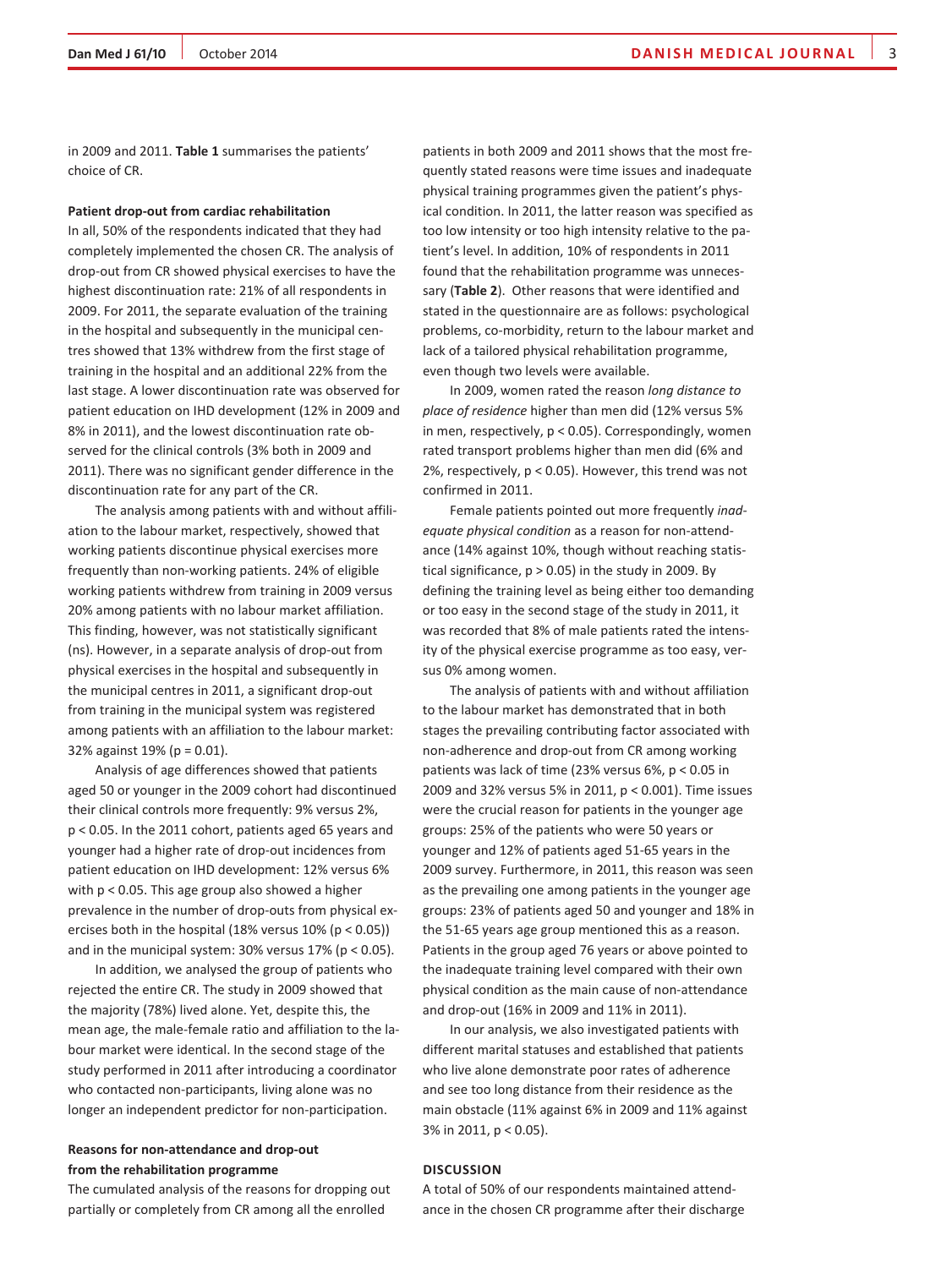in 2009 and 2011. **Table 1** summarises the patients' choice of CR.

**Patient drop-out from cardiac rehabilitation**

In all, 50% of the respondents indicated that they had completely implemented the chosen CR. The analysis of drop-out from CR showed physical exercises to have the highest discontinuation rate: 21% of all respondents in 2009. For 2011, the separate evaluation of the training in the hospital and subsequently in the municipal centres showed that 13% withdrew from the first stage of training in the hospital and an additional 22% from the last stage. A lower discontinuation rate was observed for patient education on IHD development (12% in 2009 and 8% in 2011), and the lowest discontinuation rate observed for the clinical controls (3% both in 2009 and 2011). There was no significant gender difference in the discontinuation rate for any part of the CR.

The analysis among patients with and without affiliation to the labour market, respectively, showed that working patients discontinue physical exercises more frequently than non-working patients. 24% of eligible working patients withdrew from training in 2009 versus 20% among patients with no labour market affiliation. This finding, however, was not statistically significant (ns). However, in a separate analysis of drop-out from physical exercises in the hospital and subsequently in the municipal centres in 2011, a significant drop-out from training in the municipal system was registered among patients with an affiliation to the labour market: 32% against 19% ($p = 0.01$).

Analysis of age differences showed that patients aged 50 or younger in the 2009 cohort had discontinued their clinical controls more frequently: 9% versus 2%, $p < 0.05$. In the 2011 cohort, patients aged 65 years and younger had a higher rate of drop-out incidences from patient education on IHD development: 12% versus 6% with $p < 0.05$. This age group also showed a higher prevalence in the number of drop-outs from physical exercises both in the hospital (18% versus 10% ($p < 0.05$)) and in the municipal system: 30% versus 17% ($p < 0.05$).

In addition, we analysed the group of patients who rejected the entire CR. The study in 2009 showed that the majority (78%) lived alone. Yet, despite this, the mean age, the male-female ratio and affiliation to the labour market were identical. In the second stage of the study performed in 2011 after introducing a coordinator who contacted non-participants, living alone was no longer an independent predictor for non-participation.

**Reasons for non-attendance and drop-out from the rehabilitation programme**

The cumulated analysis of the reasons for dropping out partially or completely from CR among all the enrolled patients in both 2009 and 2011 shows that the most frequently stated reasons were time issues and inadequate physical training programmes given the patient's physical condition. In 2011, the latter reason was specified as too low intensity or too high intensity relative to the patient's level. In addition, 10% of respondents in 2011 found that the rehabilitation programme was unnecessary (**Table 2**). Other reasons that were identified and stated in the questionnaire are as follows: psychological problems, co-morbidity, return to the labour market and lack of a tailored physical rehabilitation programme, even though two levels were available.

In 2009, women rated the reason *long distance to place of residence* higher than men did (12% versus 5% in men, respectively, $p < 0.05$). Correspondingly, women rated transport problems higher than men did (6% and 2%, respectively, $p < 0.05$). However, this trend was not confirmed in 2011.

Female patients pointed out more frequently *inadequate physical condition* as a reason for non-attendance (14% against 10%, though without reaching statistical significance, $p > 0.05$) in the study in 2009. By defining the training level as being either too demanding or too easy in the second stage of the study in 2011, it was recorded that 8% of male patients rated the intensity of the physical exercise programme as too easy, versus 0% among women.

The analysis of patients with and without affiliation to the labour market has demonstrated that in both stages the prevailing contributing factor associated with non-adherence and drop-out from CR among working patients was lack of time (23% versus 6%, $p < 0.05$ in 2009 and 32% versus 5% in 2011, $p < 0.001$). Time issues were the crucial reason for patients in the younger age groups: 25% of the patients who were 50 years or younger and 12% of patients aged 51-65 years in the 2009 survey. Furthermore, in 2011, this reason was seen as the prevailing one among patients in the younger age groups: 23% of patients aged 50 and younger and 18% in the 51-65 years age group mentioned this as a reason. Patients in the group aged 76 years or above pointed to the inadequate training level compared with their own physical condition as the main cause of non-attendance and drop-out (16% in 2009 and 11% in 2011).

In our analysis, we also investigated patients with different marital statuses and established that patients who live alone demonstrate poor rates of adherence and see too long distance from their residence as the main obstacle (11% against 6% in 2009 and 11% against 3% in 2011, $p < 0.05$).

## DISCUSSION

A total of 50% of our respondents maintained attendance in the chosen CR programme after their discharge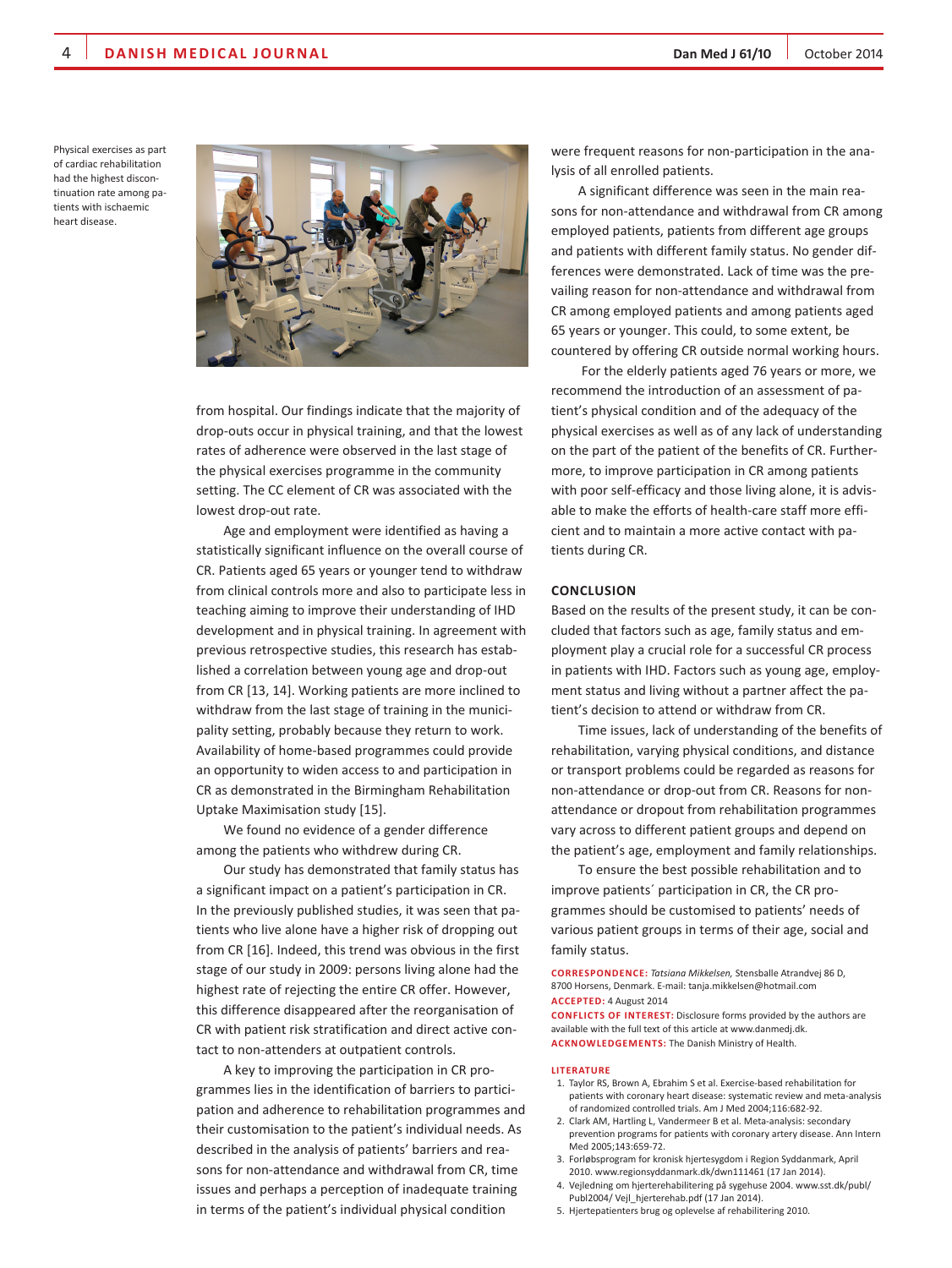Physical exercises as part of cardiac rehabilitation had the highest discontinuation rate among patients with ischaemic heart disease.

from hospital. Our findings indicate that the majority of drop-outs occur in physical training, and that the lowest rates of adherence were observed in the last stage of the physical exercises programme in the community setting. The CC element of CR was associated with the lowest drop-out rate.

Age and employment were identified as having a statistically significant influence on the overall course of CR. Patients aged 65 years or younger tend to withdraw from clinical controls more and also to participate less in teaching aiming to improve their understanding of IHD development and in physical training. In agreement with previous retrospective studies, this research has established a correlation between young age and drop-out from CR [13, 14]. Working patients are more inclined to withdraw from the last stage of training in the municipality setting, probably because they return to work. Availability of home-based programmes could provide an opportunity to widen access to and participation in CR as demonstrated in the Birmingham Rehabilitation Uptake Maximisation study [15].

We found no evidence of a gender difference among the patients who withdrew during CR.

Our study has demonstrated that family status has a significant impact on a patient's participation in CR. In the previously published studies, it was seen that patients who live alone have a higher risk of dropping out from CR [16]. Indeed, this trend was obvious in the first stage of our study in 2009: persons living alone had the highest rate of rejecting the entire CR offer. However, this difference disappeared after the reorganisation of CR with patient risk stratification and direct active contact to non-attenders at outpatient controls.

A key to improving the participation in CR programmes lies in the identification of barriers to participation and adherence to rehabilitation programmes and their customisation to the patient's individual needs. As described in the analysis of patients' barriers and reasons for non-attendance and withdrawal from CR, time issues and perhaps a perception of inadequate training in terms of the patient's individual physical condition were frequent reasons for non-participation in the analysis of all enrolled patients.

A significant difference was seen in the main reasons for non-attendance and withdrawal from CR among employed patients, patients from different age groups and patients with different family status. No gender differences were demonstrated. Lack of time was the prevailing reason for non-attendance and withdrawal from CR among employed patients and among patients aged 65 years or younger. This could, to some extent, be countered by offering CR outside normal working hours.

For the elderly patients aged 76 years or more, we recommend the introduction of an assessment of patient's physical condition and of the adequacy of the physical exercises as well as of any lack of understanding on the part of the patient of the benefits of CR. Furthermore, to improve participation in CR among patients with poor self-efficacy and those living alone, it is advisable to make the efforts of health-care staff more efficient and to maintain a more active contact with patients during CR.

## CONCLUSION

Based on the results of the present study, it can be concluded that factors such as age, family status and employment play a crucial role for a successful CR process in patients with IHD. Factors such as young age, employment status and living without a partner affect the patient's decision to attend or withdraw from CR.

Time issues, lack of understanding of the benefits of rehabilitation, varying physical conditions, and distance or transport problems could be regarded as reasons for non-attendance or drop-out from CR. Reasons for non-attendance or dropout from rehabilitation programmes vary across to different patient groups and depend on the patient's age, employment and family relationships.

To ensure the best possible rehabilitation and to improve patients´ participation in CR, the CR programmes should be customised to patients' needs of various patient groups in terms of their age, social and family status.

**CORRESPONDENCE:** *Tatsiana Mikkelsen,* Stensballe Atrandvej 86 D, 8700 Horsens, Denmark. E-mail: tanja.mikkelsen@hotmail.com

**ACCEPTED:** 4 August 2014

**CONFLICTS OF INTEREST:** Disclosure forms provided by the authors are available with the full text of this article at www.danmedj.dk.

**ACKNOWLEDGEMENTS:** The Danish Ministry of Health.

**LITERATURE**

1. Taylor RS, Brown A, Ebrahim S et al. Exercise-based rehabilitation for patients with coronary heart disease: systematic review and meta-analysis of randomized controlled trials. Am J Med 2004;116:682-92.
2. Clark AM, Hartling L, Vandermeer B et al. Meta-analysis: secondary prevention programs for patients with coronary artery disease. Ann Intern Med 2005;143:659-72.
3. Forløbsprogram for kronisk hjertesygdom i Region Syddanmark, April 2010. www.regionsyddanmark.dk/dwn111461 (17 Jan 2014).
4. Vejledning om hjerterehabilitering på sygehuse 2004. www.sst.dk/publ/Publ2004/ Vejl_hjerterehab.pdf (17 Jan 2014).
5. Hjertepatienters brug og oplevelse af rehabilitering 2010.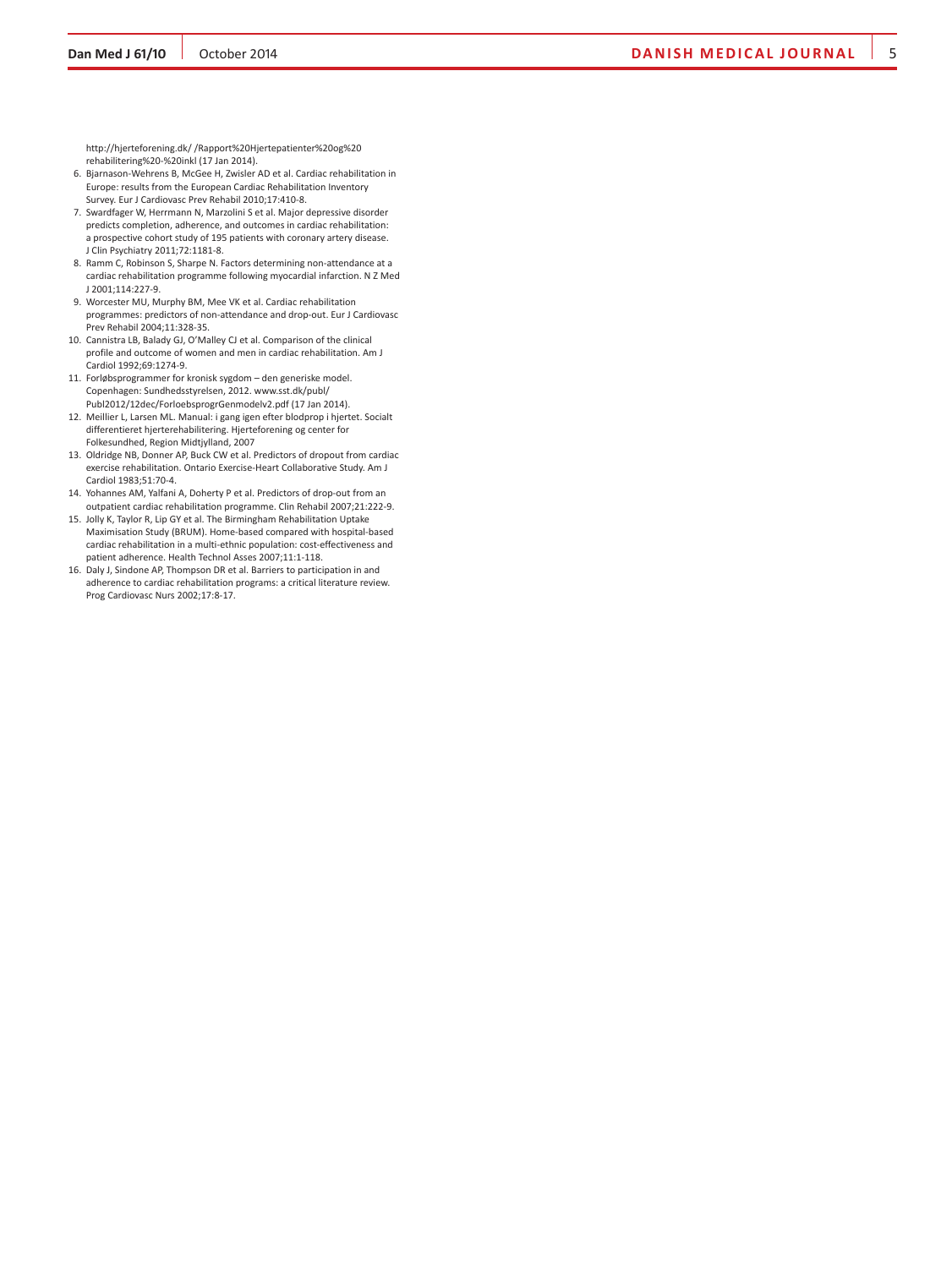http://hjerteforening.dk/ /Rapport%20Hjertepatienter%20og%20 rehabilitering%20-%20inkl (17 Jan 2014).

6. Bjarnason-Wehrens B, McGee H, Zwisler AD et al. Cardiac rehabilitation in Europe: results from the European Cardiac Rehabilitation Inventory Survey. Eur J Cardiovasc Prev Rehabil 2010;17:410-8.
7. Swardfager W, Herrmann N, Marzolini S et al. Major depressive disorder predicts completion, adherence, and outcomes in cardiac rehabilitation: a prospective cohort study of 195 patients with coronary artery disease. J Clin Psychiatry 2011;72:1181-8.
8. Ramm C, Robinson S, Sharpe N. Factors determining non-attendance at a cardiac rehabilitation programme following myocardial infarction. N Z Med J 2001;114:227-9.
9. Worcester MU, Murphy BM, Mee VK et al. Cardiac rehabilitation programmes: predictors of non-attendance and drop-out. Eur J Cardiovasc Prev Rehabil 2004;11:328-35.
10. Cannistra LB, Balady GJ, O'Malley CJ et al. Comparison of the clinical profile and outcome of women and men in cardiac rehabilitation. Am J Cardiol 1992;69:1274-9.
11. Forløbsprogrammer for kronisk sygdom – den generiske model. Copenhagen: Sundhedsstyrelsen, 2012. www.sst.dk/publ/Publ2012/12dec/ForloebsprogrGenmodelv2.pdf (17 Jan 2014).
12. Meillier L, Larsen ML. Manual: i gang igen efter blodprop i hjertet. Socialt differentieret hjerterehabilitering. Hjerteforening og center for Folkesundhed, Region Midtjylland, 2007
13. Oldridge NB, Donner AP, Buck CW et al. Predictors of dropout from cardiac exercise rehabilitation. Ontario Exercise-Heart Collaborative Study. Am J Cardiol 1983;51:70-4.
14. Yohannes AM, Yalfani A, Doherty P et al. Predictors of drop-out from an outpatient cardiac rehabilitation programme. Clin Rehabil 2007;21:222-9.
15. Jolly K, Taylor R, Lip GY et al. The Birmingham Rehabilitation Uptake Maximisation Study (BRUM). Home-based compared with hospital-based cardiac rehabilitation in a multi-ethnic population: cost-effectiveness and patient adherence. Health Technol Asses 2007;11:1-118.
16. Daly J, Sindone AP, Thompson DR et al. Barriers to participation in and adherence to cardiac rehabilitation programs: a critical literature review. Prog Cardiovasc Nurs 2002;17:8-17.